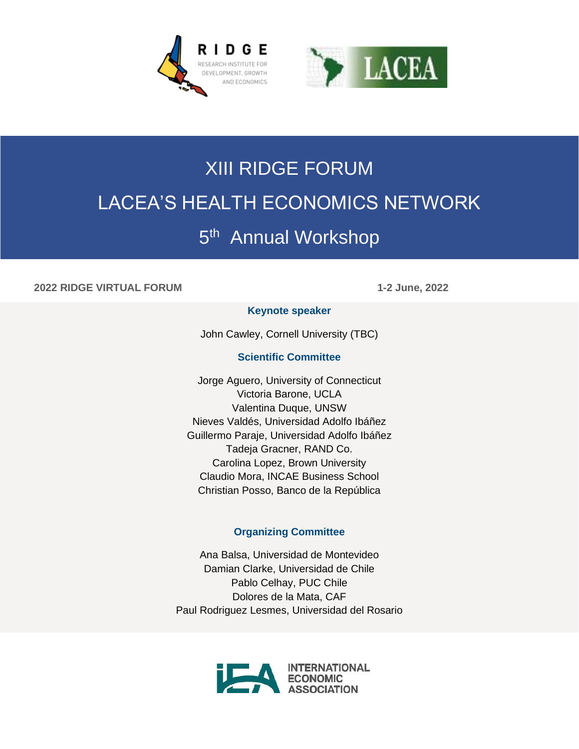# XIII RIDGE FORUM

# LACEA'S HEALTH ECONOMICS NETWORK

# 5th Annual Workshop

**2022 RIDGE VIRTUAL FORUM** **1-2 June, 2022**

### Keynote speaker

John Cawley, Cornell University (TBC)

### Scientific Committee

Jorge Aguero, University of Connecticut
Victoria Barone, UCLA
Valentina Duque, UNSW
Nieves Valdés, Universidad Adolfo Ibáñez
Guillermo Paraje, Universidad Adolfo Ibáñez
Tadeja Gracner, RAND Co.
Carolina Lopez, Brown University
Claudio Mora, INCAE Business School
Christian Posso, Banco de la República

### Organizing Committee

Ana Balsa, Universidad de Montevideo
Damian Clarke, Universidad de Chile
Pablo Celhay, PUC Chile
Dolores de la Mata, CAF
Paul Rodriguez Lesmes, Universidad del Rosario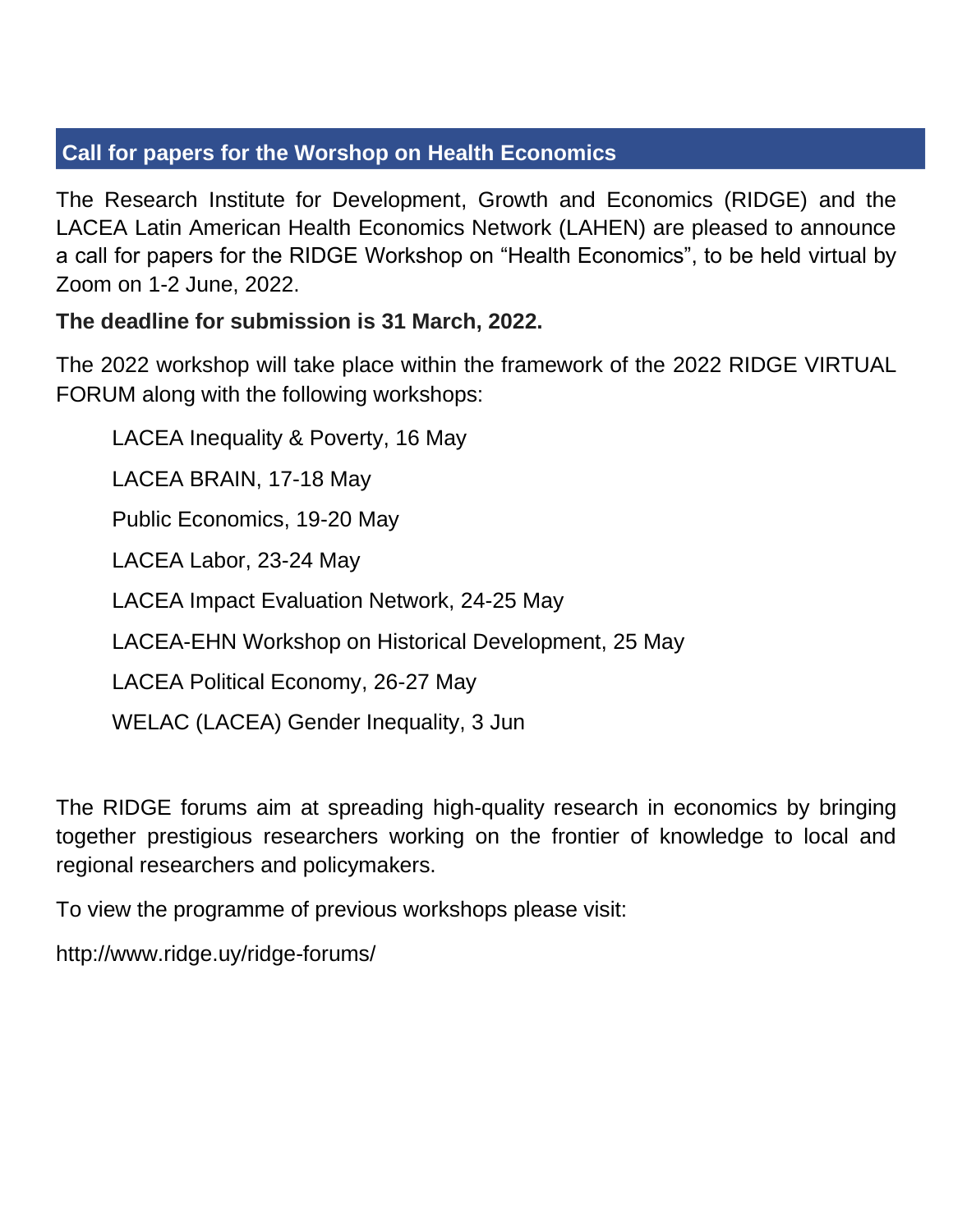## Call for papers for the Worshop on Health Economics

The Research Institute for Development, Growth and Economics (RIDGE) and the LACEA Latin American Health Economics Network (LAHEN) are pleased to announce a call for papers for the RIDGE Workshop on “Health Economics”, to be held virtual by Zoom on 1-2 June, 2022.

**The deadline for submission is 31 March, 2022.**

The 2022 workshop will take place within the framework of the 2022 RIDGE VIRTUAL FORUM along with the following workshops:

LACEA Inequality & Poverty, 16 May

LACEA BRAIN, 17-18 May

Public Economics, 19-20 May

LACEA Labor, 23-24 May

LACEA Impact Evaluation Network, 24-25 May

LACEA-EHN Workshop on Historical Development, 25 May

LACEA Political Economy, 26-27 May

WELAC (LACEA) Gender Inequality, 3 Jun

The RIDGE forums aim at spreading high-quality research in economics by bringing together prestigious researchers working on the frontier of knowledge to local and regional researchers and policymakers.

To view the programme of previous workshops please visit:

http://www.ridge.uy/ridge-forums/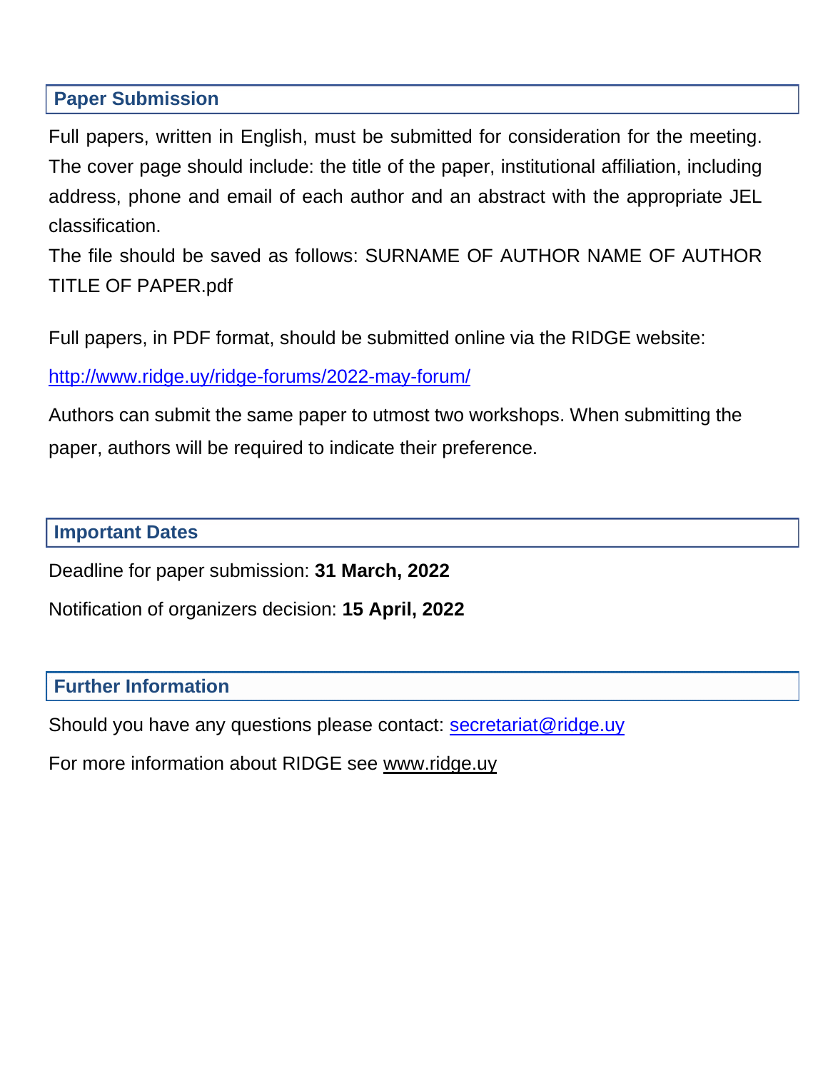## Paper Submission

Full papers, written in English, must be submitted for consideration for the meeting. The cover page should include: the title of the paper, institutional affiliation, including address, phone and email of each author and an abstract with the appropriate JEL classification.

The file should be saved as follows: SURNAME OF AUTHOR NAME OF AUTHOR TITLE OF PAPER.pdf

Full papers, in PDF format, should be submitted online via the RIDGE website:

http://www.ridge.uy/ridge-forums/2022-may-forum/

Authors can submit the same paper to utmost two workshops. When submitting the paper, authors will be required to indicate their preference.

## Important Dates

Deadline for paper submission: **31 March, 2022**

Notification of organizers decision: **15 April, 2022**

## Further Information

Should you have any questions please contact: secretariat@ridge.uy

For more information about RIDGE see www.ridge.uy